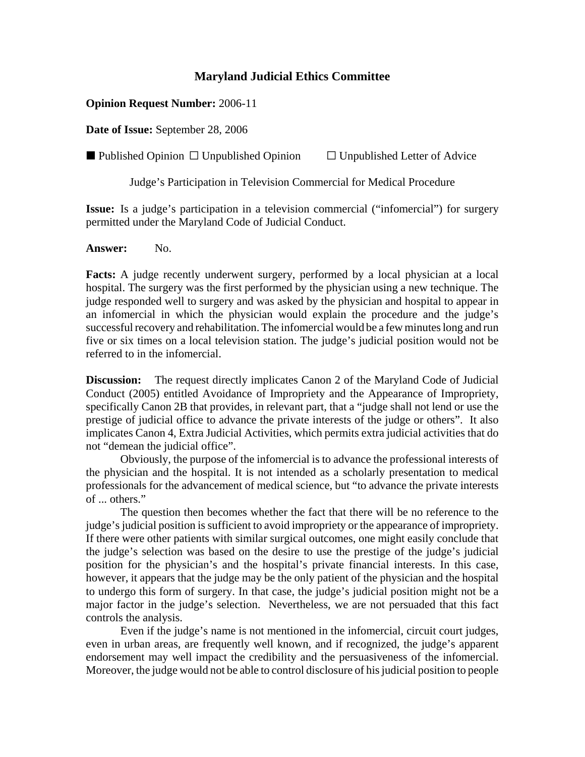# Maryland Judicial Ethics Committee

**Opinion Request Number:** 2006-11

**Date of Issue:** September 28, 2006

■ Published Opinion ☐ Unpublished Opinion ☐ Unpublished Letter of Advice

Judge's Participation in Television Commercial for Medical Procedure

**Issue:** Is a judge's participation in a television commercial ("infomercial") for surgery permitted under the Maryland Code of Judicial Conduct.

**Answer:** No.

**Facts:** A judge recently underwent surgery, performed by a local physician at a local hospital. The surgery was the first performed by the physician using a new technique. The judge responded well to surgery and was asked by the physician and hospital to appear in an infomercial in which the physician would explain the procedure and the judge's successful recovery and rehabilitation. The infomercial would be a few minutes long and run five or six times on a local television station. The judge's judicial position would not be referred to in the infomercial.

**Discussion:** The request directly implicates Canon 2 of the Maryland Code of Judicial Conduct (2005) entitled Avoidance of Impropriety and the Appearance of Impropriety, specifically Canon 2B that provides, in relevant part, that a "judge shall not lend or use the prestige of judicial office to advance the private interests of the judge or others". It also implicates Canon 4, Extra Judicial Activities, which permits extra judicial activities that do not "demean the judicial office".

Obviously, the purpose of the infomercial is to advance the professional interests of the physician and the hospital. It is not intended as a scholarly presentation to medical professionals for the advancement of medical science, but "to advance the private interests of ... others."

The question then becomes whether the fact that there will be no reference to the judge's judicial position is sufficient to avoid impropriety or the appearance of impropriety. If there were other patients with similar surgical outcomes, one might easily conclude that the judge's selection was based on the desire to use the prestige of the judge's judicial position for the physician's and the hospital's private financial interests. In this case, however, it appears that the judge may be the only patient of the physician and the hospital to undergo this form of surgery. In that case, the judge's judicial position might not be a major factor in the judge's selection. Nevertheless, we are not persuaded that this fact controls the analysis.

Even if the judge's name is not mentioned in the infomercial, circuit court judges, even in urban areas, are frequently well known, and if recognized, the judge's apparent endorsement may well impact the credibility and the persuasiveness of the infomercial. Moreover, the judge would not be able to control disclosure of his judicial position to people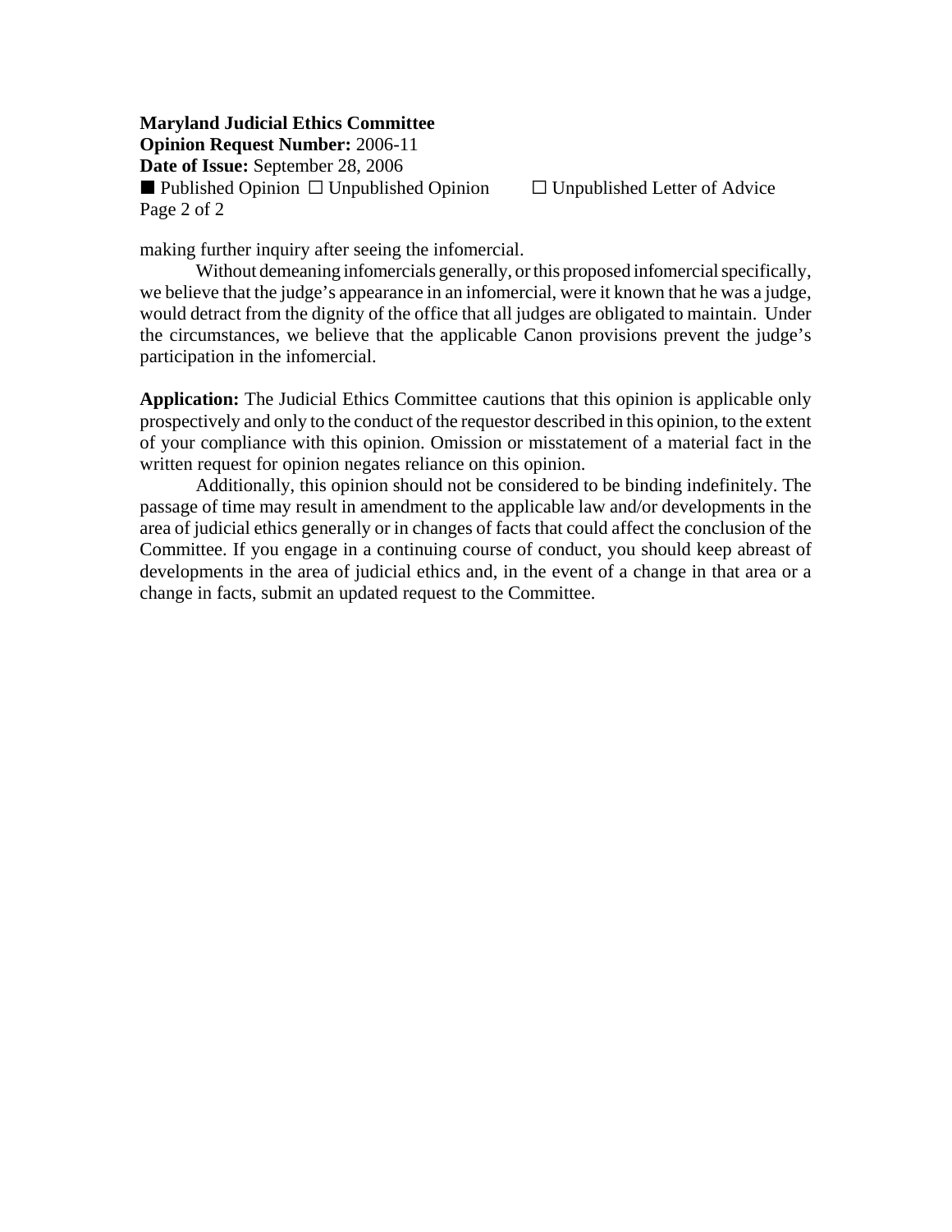making further inquiry after seeing the infomercial.

Without demeaning infomercials generally, or this proposed infomercial specifically, we believe that the judge's appearance in an infomercial, were it known that he was a judge, would detract from the dignity of the office that all judges are obligated to maintain. Under the circumstances, we believe that the applicable Canon provisions prevent the judge's participation in the infomercial.

**Application:** The Judicial Ethics Committee cautions that this opinion is applicable only prospectively and only to the conduct of the requestor described in this opinion, to the extent of your compliance with this opinion. Omission or misstatement of a material fact in the written request for opinion negates reliance on this opinion.

Additionally, this opinion should not be considered to be binding indefinitely. The passage of time may result in amendment to the applicable law and/or developments in the area of judicial ethics generally or in changes of facts that could affect the conclusion of the Committee. If you engage in a continuing course of conduct, you should keep abreast of developments in the area of judicial ethics and, in the event of a change in that area or a change in facts, submit an updated request to the Committee.